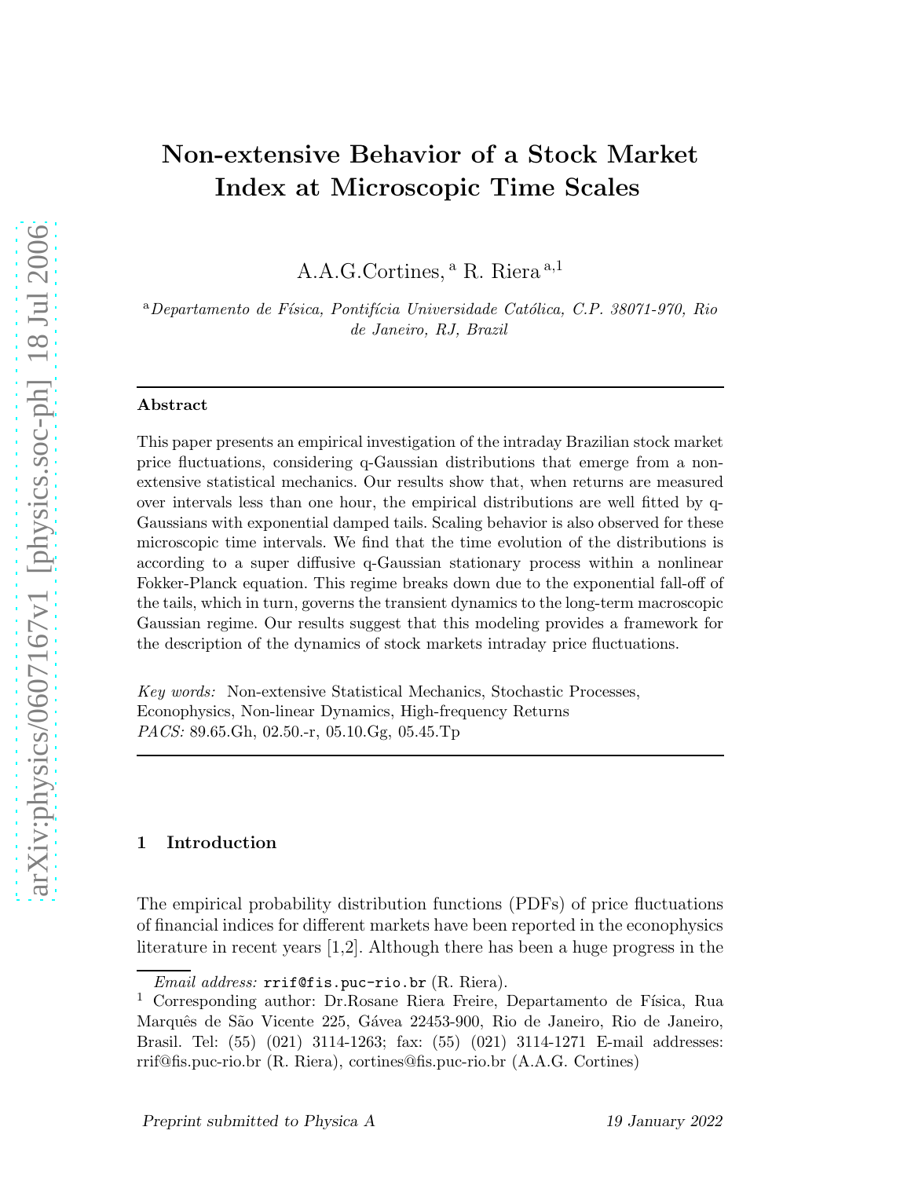# Non-extensive Behavior of a Stock Market Index at Microscopic Time Scales

A.A.G.Cortines, [a] R. Riera [a,1]

[a] *Departamento de Física, Pontifícia Universidade Católica, C.P. 38071-970, Rio de Janeiro, RJ, Brazil*

---

**Abstract**

This paper presents an empirical investigation of the intraday Brazilian stock market price fluctuations, considering q-Gaussian distributions that emerge from a non-extensive statistical mechanics. Our results show that, when returns are measured over intervals less than one hour, the empirical distributions are well fitted by q-Gaussians with exponential damped tails. Scaling behavior is also observed for these microscopic time intervals. We find that the time evolution of the distributions is according to a super diffusive q-Gaussian stationary process within a nonlinear Fokker-Planck equation. This regime breaks down due to the exponential fall-off of the tails, which in turn, governs the transient dynamics to the long-term macroscopic Gaussian regime. Our results suggest that this modeling provides a framework for the description of the dynamics of stock markets intraday price fluctuations.

*Key words:* Non-extensive Statistical Mechanics, Stochastic Processes, Econophysics, Non-linear Dynamics, High-frequency Returns
*PACS:* 89.65.Gh, 02.50.-r, 05.10.Gg, 05.45.Tp

---

## 1 Introduction

The empirical probability distribution functions (PDFs) of price fluctuations of financial indices for different markets have been reported in the econophysics literature in recent years [1,2]. Although there has been a huge progress in the

*Email address:* rrif@fis.puc-rio.br (R. Riera).

[1] Corresponding author: Dr.Rosane Riera Freire, Departamento de Física, Rua Marquês de São Vicente 225, Gávea 22453-900, Rio de Janeiro, Rio de Janeiro, Brasil. Tel: (55) (021) 3114-1263; fax: (55) (021) 3114-1271 E-mail addresses: rrif@fis.puc-rio.br (R. Riera), cortines@fis.puc-rio.br (A.A.G. Cortines)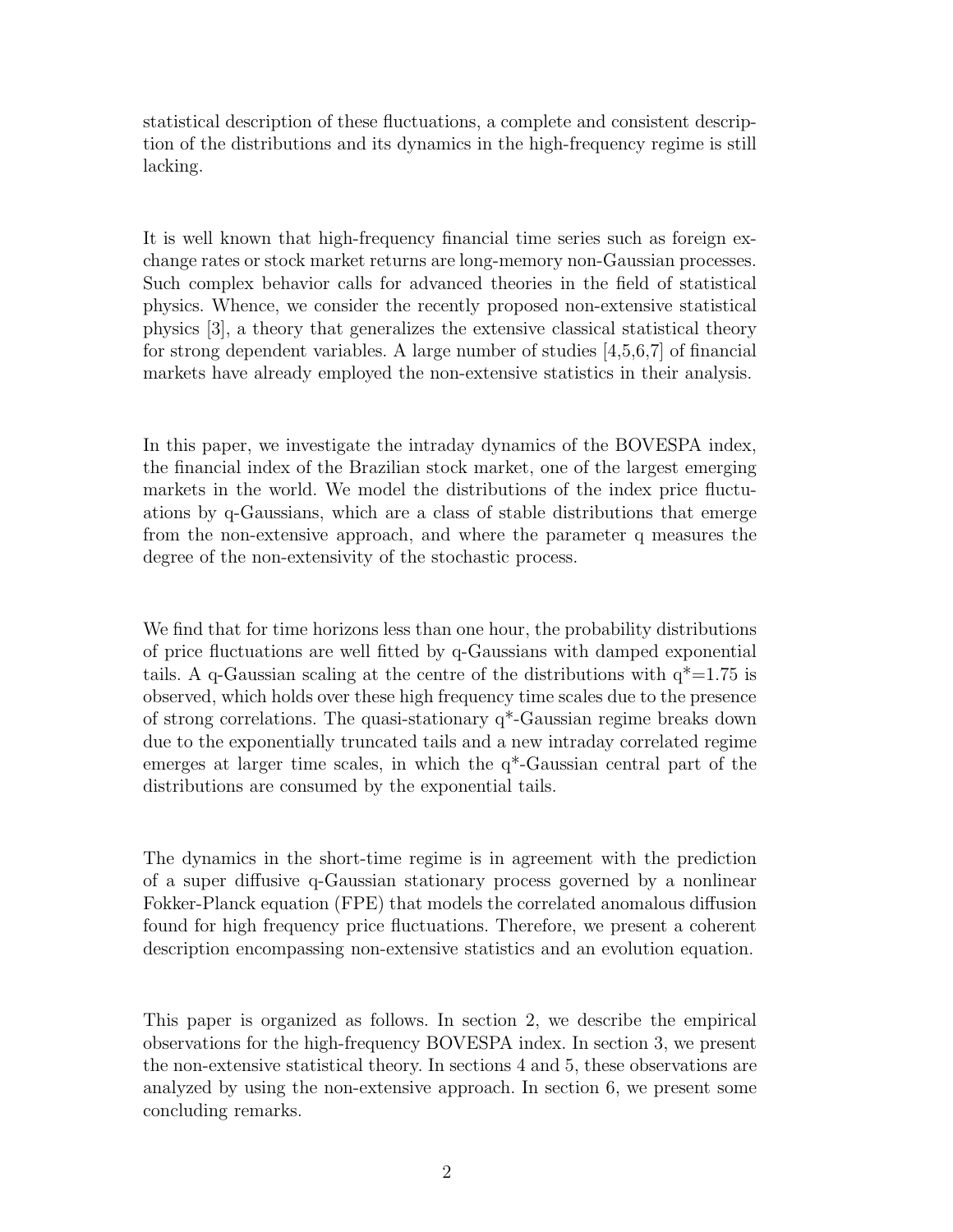statistical description of these fluctuations, a complete and consistent description of the distributions and its dynamics in the high-frequency regime is still lacking.

It is well known that high-frequency financial time series such as foreign exchange rates or stock market returns are long-memory non-Gaussian processes. Such complex behavior calls for advanced theories in the field of statistical physics. Whence, we consider the recently proposed non-extensive statistical physics [3], a theory that generalizes the extensive classical statistical theory for strong dependent variables. A large number of studies [4,5,6,7] of financial markets have already employed the non-extensive statistics in their analysis.

In this paper, we investigate the intraday dynamics of the BOVESPA index, the financial index of the Brazilian stock market, one of the largest emerging markets in the world. We model the distributions of the index price fluctuations by q-Gaussians, which are a class of stable distributions that emerge from the non-extensive approach, and where the parameter q measures the degree of the non-extensivity of the stochastic process.

We find that for time horizons less than one hour, the probability distributions of price fluctuations are well fitted by q-Gaussians with damped exponential tails. A q-Gaussian scaling at the centre of the distributions with $q^*=1.75$ is observed, which holds over these high frequency time scales due to the presence of strong correlations. The quasi-stationary $q^*$-Gaussian regime breaks down due to the exponentially truncated tails and a new intraday correlated regime emerges at larger time scales, in which the $q^*$-Gaussian central part of the distributions are consumed by the exponential tails.

The dynamics in the short-time regime is in agreement with the prediction of a super diffusive q-Gaussian stationary process governed by a nonlinear Fokker-Planck equation (FPE) that models the correlated anomalous diffusion found for high frequency price fluctuations. Therefore, we present a coherent description encompassing non-extensive statistics and an evolution equation.

This paper is organized as follows. In section 2, we describe the empirical observations for the high-frequency BOVESPA index. In section 3, we present the non-extensive statistical theory. In sections 4 and 5, these observations are analyzed by using the non-extensive approach. In section 6, we present some concluding remarks.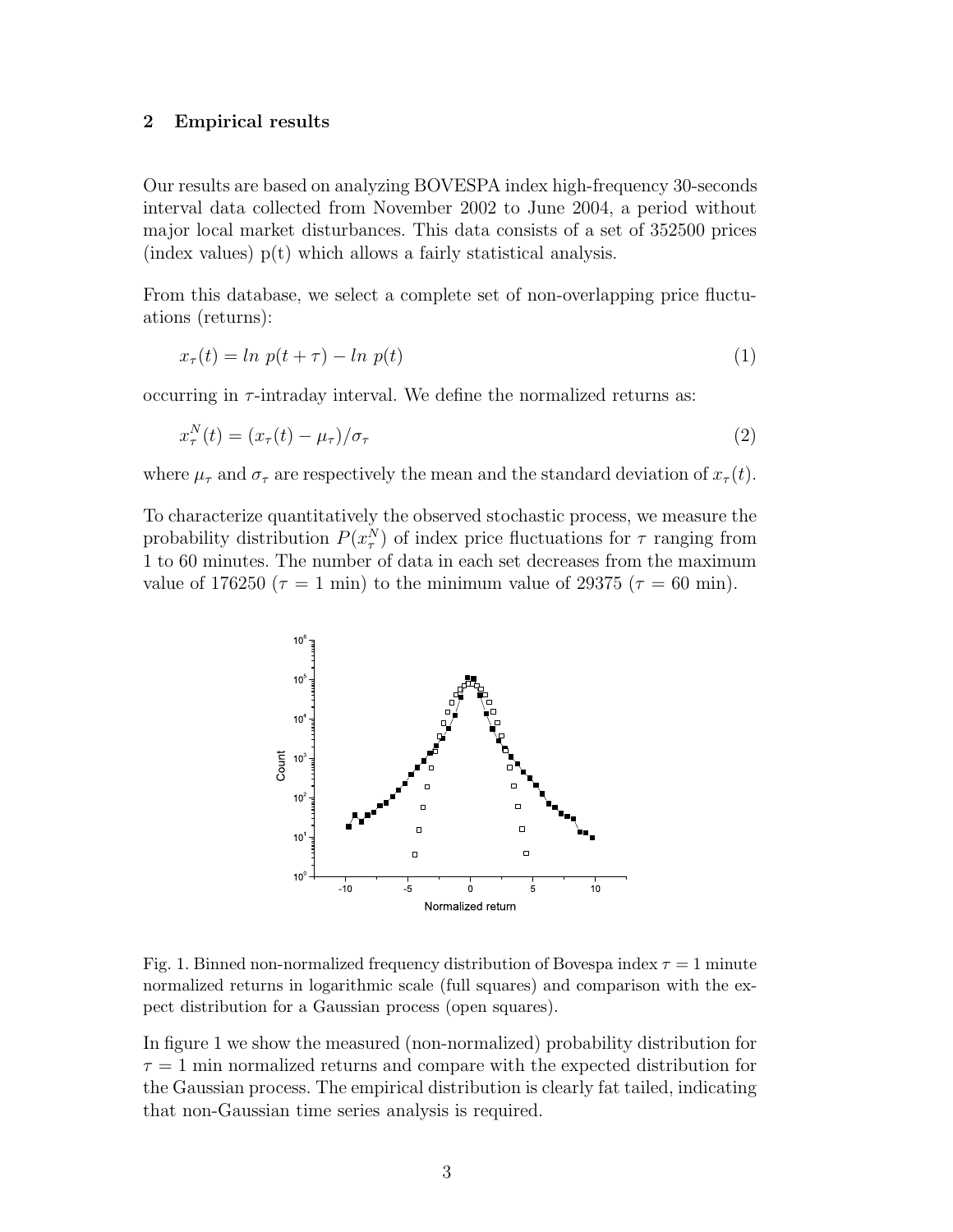## 2 Empirical results

Our results are based on analyzing BOVESPA index high-frequency 30-seconds interval data collected from November 2002 to June 2004, a period without major local market disturbances. This data consists of a set of 352500 prices (index values) p(t) which allows a fairly statistical analysis.

From this database, we select a complete set of non-overlapping price fluctuations (returns):

$$x_\tau(t) = ln\ p(t + \tau) - ln\ p(t) \tag{1}$$

occurring in $\tau$-intraday interval. We define the normalized returns as:

$$x_\tau^N(t) = (x_\tau(t) - \mu_\tau)/\sigma_\tau \tag{2}$$

where $\mu_\tau$ and $\sigma_\tau$ are respectively the mean and the standard deviation of $x_\tau(t)$.

To characterize quantitatively the observed stochastic process, we measure the probability distribution $P(x_\tau^N)$ of index price fluctuations for $\tau$ ranging from 1 to 60 minutes. The number of data in each set decreases from the maximum value of 176250 ($\tau = 1$ min) to the minimum value of 29375 ($\tau = 60$ min).

Fig. 1. Binned non-normalized frequency distribution of Bovespa index $\tau = 1$ minute normalized returns in logarithmic scale (full squares) and comparison with the expect distribution for a Gaussian process (open squares).

In figure 1 we show the measured (non-normalized) probability distribution for $\tau = 1$ min normalized returns and compare with the expected distribution for the Gaussian process. The empirical distribution is clearly fat tailed, indicating that non-Gaussian time series analysis is required.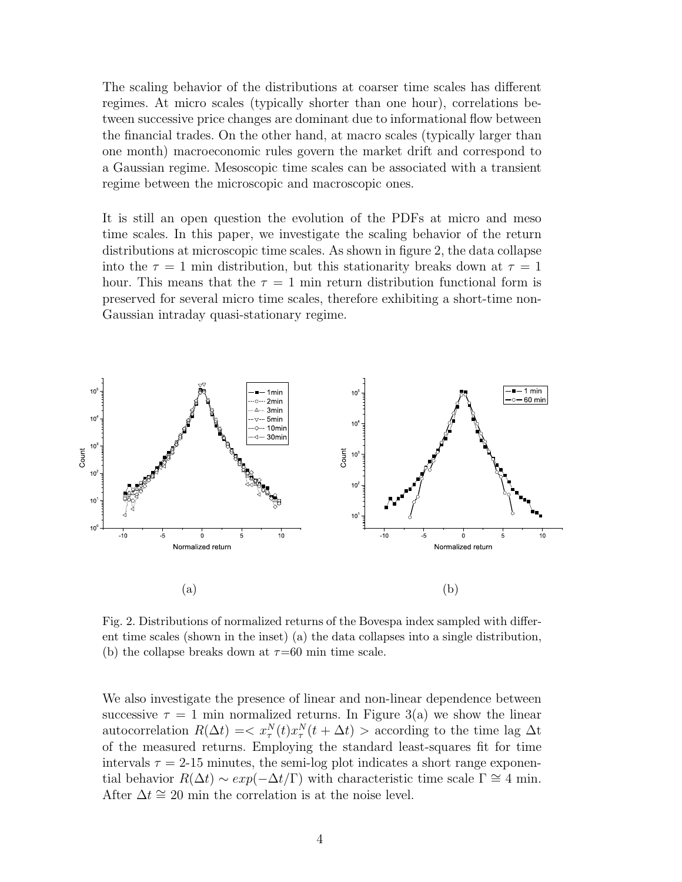The scaling behavior of the distributions at coarser time scales has different regimes. At micro scales (typically shorter than one hour), correlations between successive price changes are dominant due to informational flow between the financial trades. On the other hand, at macro scales (typically larger than one month) macroeconomic rules govern the market drift and correspond to a Gaussian regime. Mesoscopic time scales can be associated with a transient regime between the microscopic and macroscopic ones.

It is still an open question the evolution of the PDFs at micro and meso time scales. In this paper, we investigate the scaling behavior of the return distributions at microscopic time scales. As shown in figure 2, the data collapse into the $\tau = 1$ min distribution, but this stationarity breaks down at $\tau = 1$ hour. This means that the $\tau = 1$ min return distribution functional form is preserved for several micro time scales, therefore exhibiting a short-time non-Gaussian intraday quasi-stationary regime.

(a)

(b)

Fig. 2. Distributions of normalized returns of the Bovespa index sampled with different time scales (shown in the inset) (a) the data collapses into a single distribution, (b) the collapse breaks down at $\tau$=60 min time scale.

We also investigate the presence of linear and non-linear dependence between successive $\tau = 1$ min normalized returns. In Figure 3(a) we show the linear autocorrelation $R(\Delta t) = < x_\tau^N(t) x_\tau^N(t + \Delta t) >$ according to the time lag $\Delta$t of the measured returns. Employing the standard least-squares fit for time intervals $\tau$ = 2-15 minutes, the semi-log plot indicates a short range exponential behavior $R(\Delta t) \sim exp(-\Delta t/\Gamma)$ with characteristic time scale $\Gamma \cong 4$ min. After $\Delta t \cong 20$ min the correlation is at the noise level.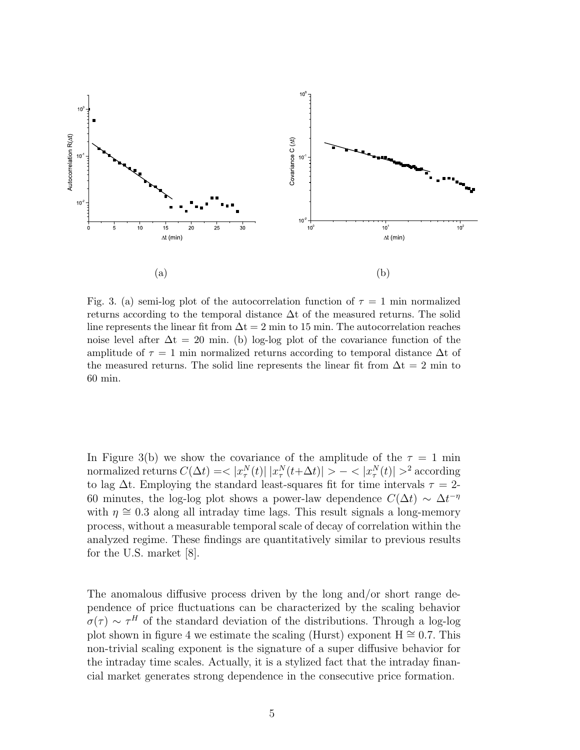(a)

(b)

Fig. 3. (a) semi-log plot of the autocorrelation function of $\tau = 1$ min normalized returns according to the temporal distance Δt of the measured returns. The solid line represents the linear fit from Δt = 2 min to 15 min. The autocorrelation reaches noise level after Δt = 20 min. (b) log-log plot of the covariance function of the amplitude of $\tau = 1$ min normalized returns according to temporal distance Δt of the measured returns. The solid line represents the linear fit from Δt = 2 min to 60 min.

In Figure 3(b) we show the covariance of the amplitude of the $\tau = 1$ min normalized returns $C(\Delta t) = < |x_\tau^N(t)|\, |x_\tau^N(t+\Delta t)| > - < |x_\tau^N(t)| >^2$ according to lag $\Delta t$. Employing the standard least-squares fit for time intervals $\tau$ = 2-60 minutes, the log-log plot shows a power-law dependence $C(\Delta t) \sim \Delta t^{-\eta}$ with $\eta \cong 0.3$ along all intraday time lags. This result signals a long-memory process, without a measurable temporal scale of decay of correlation within the analyzed regime. These findings are quantitatively similar to previous results for the U.S. market [8].

The anomalous diffusive process driven by the long and/or short range dependence of price fluctuations can be characterized by the scaling behavior $\sigma(\tau) \sim \tau^H$ of the standard deviation of the distributions. Through a log-log plot shown in figure 4 we estimate the scaling (Hurst) exponent H $\cong$ 0.7. This non-trivial scaling exponent is the signature of a super diffusive behavior for the intraday time scales. Actually, it is a stylized fact that the intraday financial market generates strong dependence in the consecutive price formation.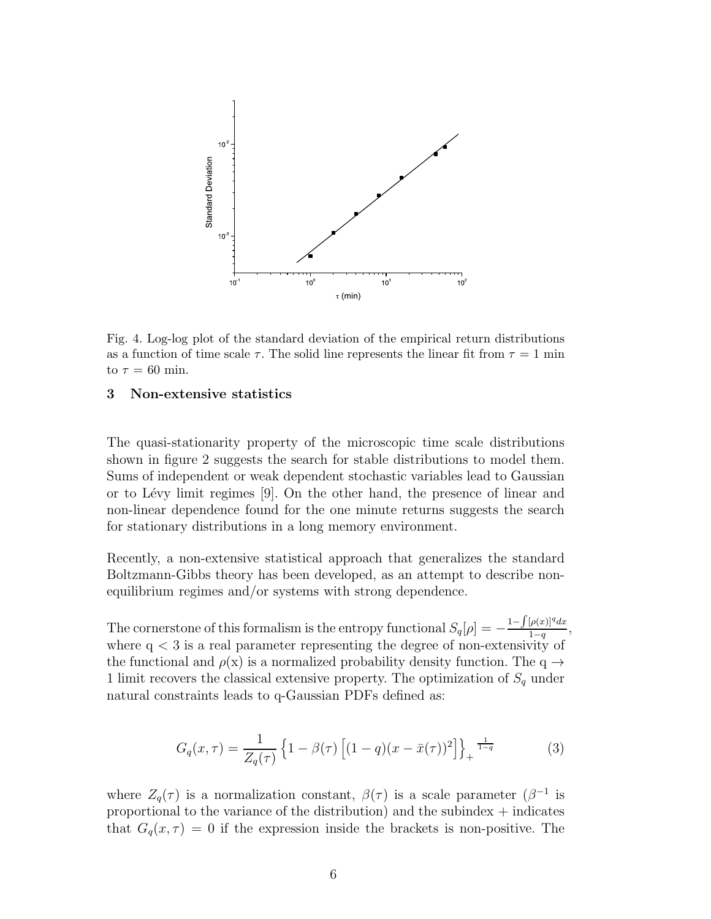Fig. 4. Log-log plot of the standard deviation of the empirical return distributions as a function of time scale $\tau$. The solid line represents the linear fit from $\tau = 1$ min to $\tau = 60$ min.

## 3 Non-extensive statistics

The quasi-stationarity property of the microscopic time scale distributions shown in figure 2 suggests the search for stable distributions to model them. Sums of independent or weak dependent stochastic variables lead to Gaussian or to Lévy limit regimes [9]. On the other hand, the presence of linear and non-linear dependence found for the one minute returns suggests the search for stationary distributions in a long memory environment.

Recently, a non-extensive statistical approach that generalizes the standard Boltzmann-Gibbs theory has been developed, as an attempt to describe non-equilibrium regimes and/or systems with strong dependence.

The cornerstone of this formalism is the entropy functional $S_q[\rho] = -\frac{1-\int[\rho(x)]^q dx}{1-q}$, where $q < 3$ is a real parameter representing the degree of non-extensivity of the functional and $\rho(x)$ is a normalized probability density function. The $q \to 1$ limit recovers the classical extensive property. The optimization of $S_q$ under natural constraints leads to q-Gaussian PDFs defined as:

$$G_q(x, \tau) = \frac{1}{Z_q(\tau)} \left\{1 - \beta(\tau) \left[(1-q)(x - \bar{x}(\tau))^2\right]\right\}_+^{\frac{1}{1-q}} \tag{3}$$

where $Z_q(\tau)$ is a normalization constant, $\beta(\tau)$ is a scale parameter ($\beta^{-1}$ is proportional to the variance of the distribution) and the subindex + indicates that $G_q(x, \tau) = 0$ if the expression inside the brackets is non-positive. The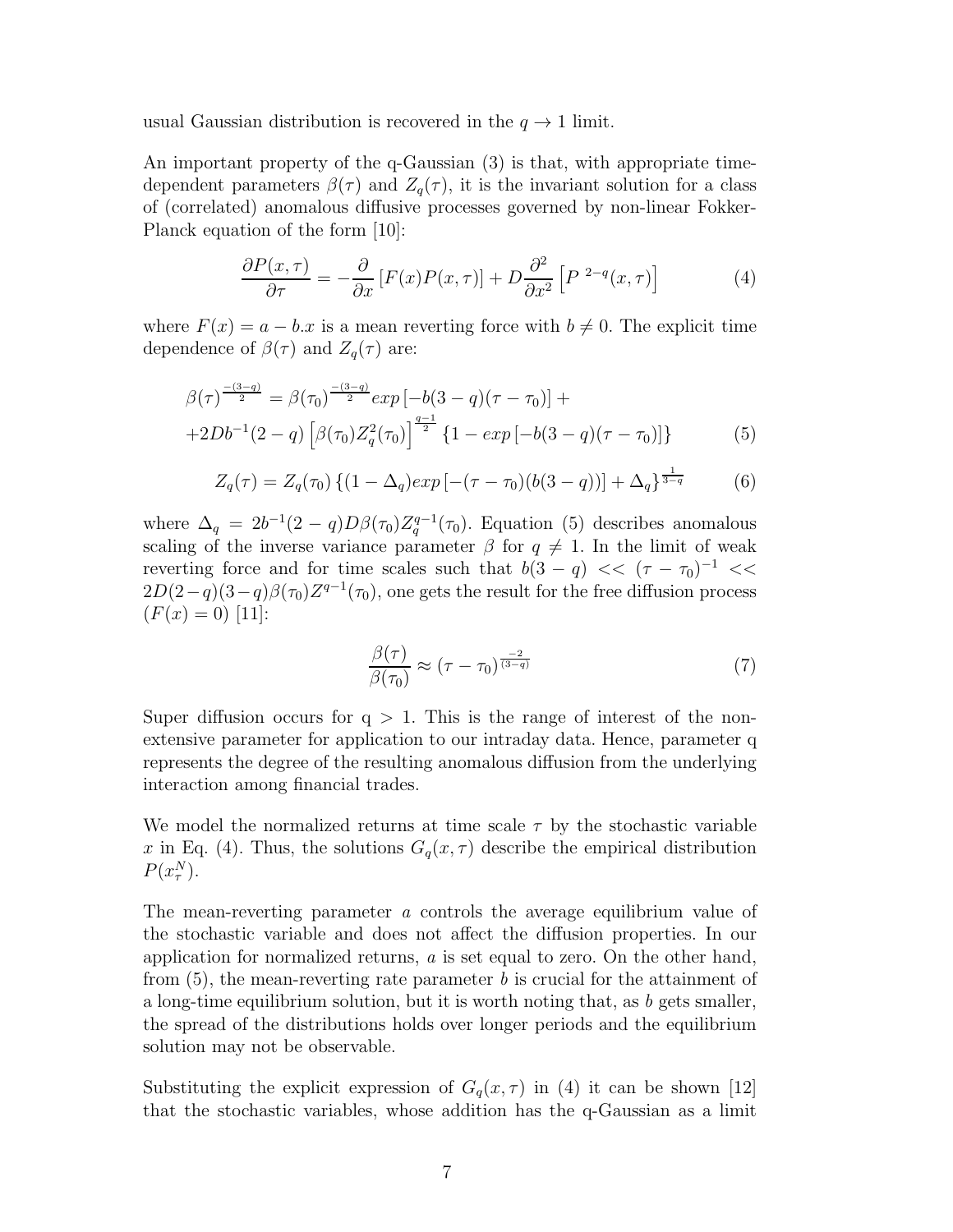usual Gaussian distribution is recovered in the $q \to 1$ limit.

An important property of the q-Gaussian (3) is that, with appropriate time-dependent parameters $\beta(\tau)$ and $Z_q(\tau)$, it is the invariant solution for a class of (correlated) anomalous diffusive processes governed by non-linear Fokker-Planck equation of the form [10]:

$$\frac{\partial P(x,\tau)}{\partial \tau} = -\frac{\partial}{\partial x}\left[F(x)P(x,\tau)\right] + D\frac{\partial^2}{\partial x^2}\left[P^{\ 2-q}(x,\tau)\right] \tag{4}$$

where $F(x) = a - b.x$ is a mean reverting force with $b \neq 0$. The explicit time dependence of $\beta(\tau)$ and $Z_q(\tau)$ are:

$$\begin{aligned}\beta(\tau)^{\frac{-(3-q)}{2}} &= \beta(\tau_0)^{\frac{-(3-q)}{2}} exp\left[-b(3-q)(\tau-\tau_0)\right] + \\ &+ 2Db^{-1}(2-q)\left[\beta(\tau_0)Z_q^2(\tau_0)\right]^{\frac{q-1}{2}}\left\{1 - exp\left[-b(3-q)(\tau-\tau_0)\right]\right\}\end{aligned} \tag{5}$$

$$Z_q(\tau) = Z_q(\tau_0)\left\{(1-\Delta_q)exp\left[-(\tau-\tau_0)(b(3-q))\right] + \Delta_q\right\}^{\frac{1}{3-q}} \tag{6}$$

where $\Delta_q = 2b^{-1}(2-q)D\beta(\tau_0)Z_q^{q-1}(\tau_0)$. Equation (5) describes anomalous scaling of the inverse variance parameter $\beta$ for $q \neq 1$. In the limit of weak reverting force and for time scales such that $b(3-q) << (\tau - \tau_0)^{-1} << 2D(2-q)(3-q)\beta(\tau_0)Z^{q-1}(\tau_0)$, one gets the result for the free diffusion process ($F(x) = 0$) [11]:

$$\frac{\beta(\tau)}{\beta(\tau_0)} \approx (\tau - \tau_0)^{\frac{-2}{(3-q)}} \tag{7}$$

Super diffusion occurs for $q > 1$. This is the range of interest of the non-extensive parameter for application to our intraday data. Hence, parameter q represents the degree of the resulting anomalous diffusion from the underlying interaction among financial trades.

We model the normalized returns at time scale $\tau$ by the stochastic variable $x$ in Eq. (4). Thus, the solutions $G_q(x,\tau)$ describe the empirical distribution $P(x_\tau^N)$.

The mean-reverting parameter $a$ controls the average equilibrium value of the stochastic variable and does not affect the diffusion properties. In our application for normalized returns, $a$ is set equal to zero. On the other hand, from (5), the mean-reverting rate parameter $b$ is crucial for the attainment of a long-time equilibrium solution, but it is worth noting that, as $b$ gets smaller, the spread of the distributions holds over longer periods and the equilibrium solution may not be observable.

Substituting the explicit expression of $G_q(x,\tau)$ in (4) it can be shown [12] that the stochastic variables, whose addition has the q-Gaussian as a limit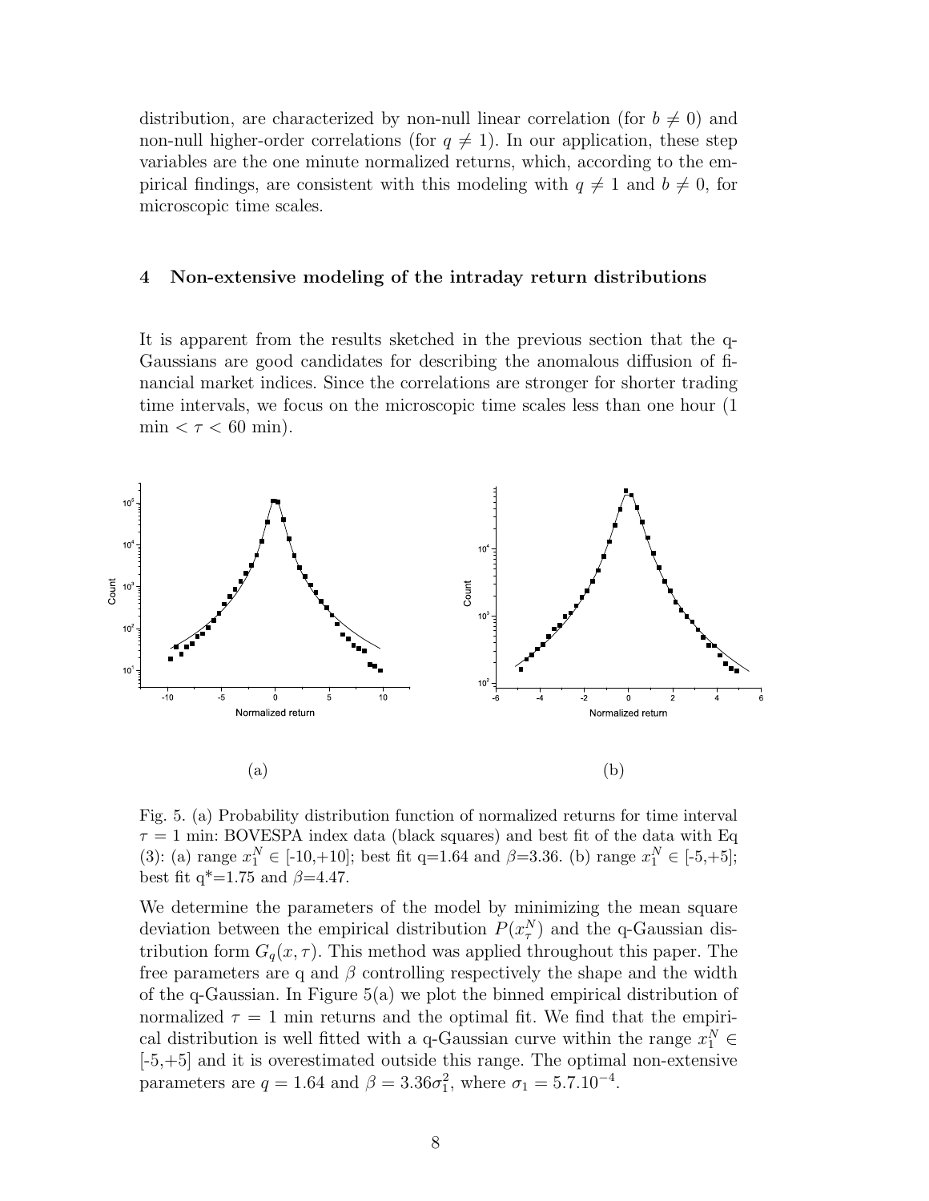distribution, are characterized by non-null linear correlation (for $b \neq 0$) and non-null higher-order correlations (for $q \neq 1$). In our application, these step variables are the one minute normalized returns, which, according to the empirical findings, are consistent with this modeling with $q \neq 1$ and $b \neq 0$, for microscopic time scales.

## 4 Non-extensive modeling of the intraday return distributions

It is apparent from the results sketched in the previous section that the q-Gaussians are good candidates for describing the anomalous diffusion of financial market indices. Since the correlations are stronger for shorter trading time intervals, we focus on the microscopic time scales less than one hour (1 min $< \tau <$ 60 min).

(a) (b)

Fig. 5. (a) Probability distribution function of normalized returns for time interval $\tau = 1$ min: BOVESPA index data (black squares) and best fit of the data with Eq (3): (a) range $x_1^N \in$ [-10,+10]; best fit q=1.64 and $\beta$=3.36. (b) range $x_1^N \in$ [-5,+5]; best fit q*=1.75 and $\beta$=4.47.

We determine the parameters of the model by minimizing the mean square deviation between the empirical distribution $P(x_\tau^N)$ and the q-Gaussian distribution form $G_q(x, \tau)$. This method was applied throughout this paper. The free parameters are q and $\beta$ controlling respectively the shape and the width of the q-Gaussian. In Figure 5(a) we plot the binned empirical distribution of normalized $\tau = 1$ min returns and the optimal fit. We find that the empirical distribution is well fitted with a q-Gaussian curve within the range $x_1^N \in$ [-5,+5] and it is overestimated outside this range. The optimal non-extensive parameters are $q = 1.64$ and $\beta = 3.36\sigma_1^2$, where $\sigma_1 = 5.7.10^{-4}$.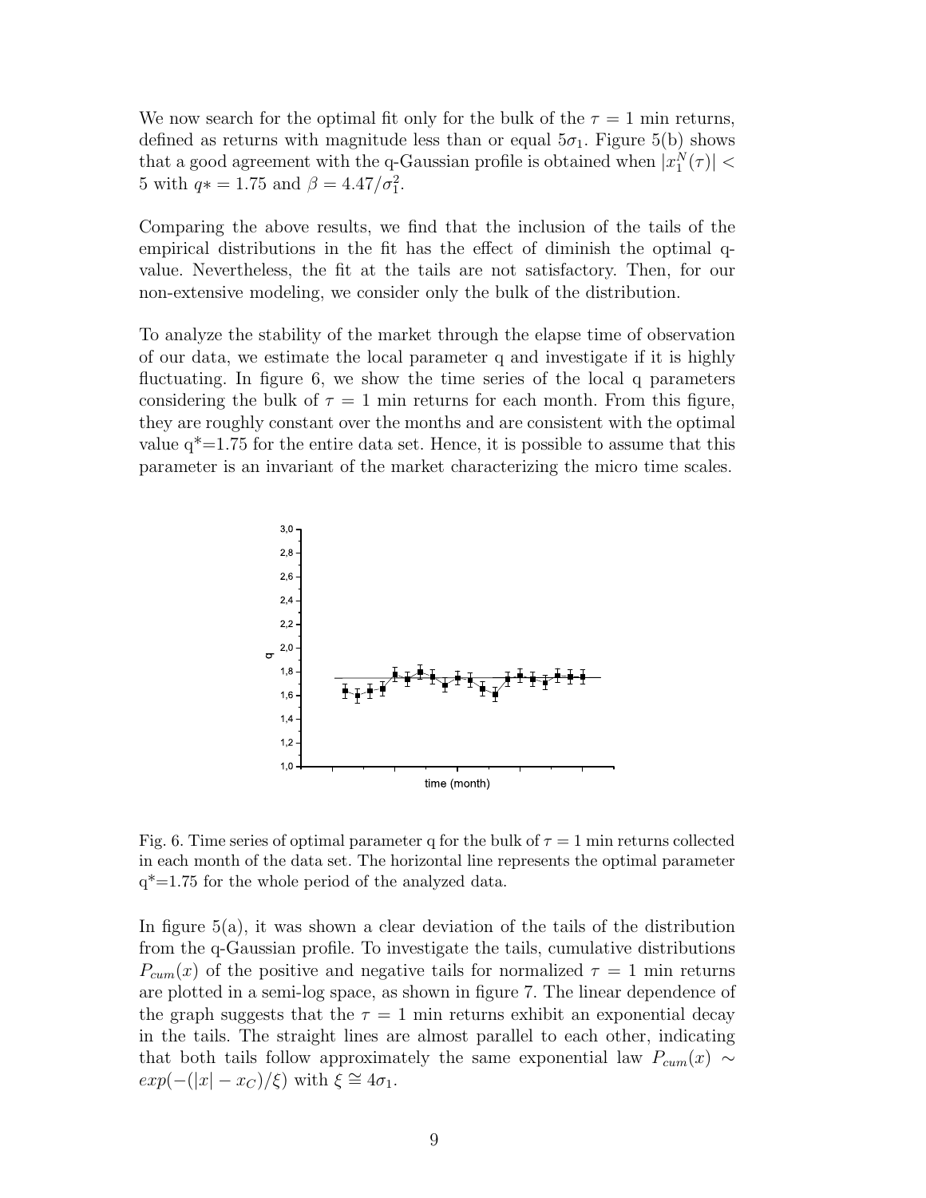We now search for the optimal fit only for the bulk of the $\tau = 1$ min returns, defined as returns with magnitude less than or equal $5\sigma_1$. Figure 5(b) shows that a good agreement with the q-Gaussian profile is obtained when $|x_1^N(\tau)| < 5$ with $q* = 1.75$ and $\beta = 4.47/\sigma_1^2$.

Comparing the above results, we find that the inclusion of the tails of the empirical distributions in the fit has the effect of diminish the optimal q-value. Nevertheless, the fit at the tails are not satisfactory. Then, for our non-extensive modeling, we consider only the bulk of the distribution.

To analyze the stability of the market through the elapse time of observation of our data, we estimate the local parameter q and investigate if it is highly fluctuating. In figure 6, we show the time series of the local q parameters considering the bulk of $\tau = 1$ min returns for each month. From this figure, they are roughly constant over the months and are consistent with the optimal value q*=1.75 for the entire data set. Hence, it is possible to assume that this parameter is an invariant of the market characterizing the micro time scales.

Fig. 6. Time series of optimal parameter q for the bulk of $\tau = 1$ min returns collected in each month of the data set. The horizontal line represents the optimal parameter q*=1.75 for the whole period of the analyzed data.

In figure 5(a), it was shown a clear deviation of the tails of the distribution from the q-Gaussian profile. To investigate the tails, cumulative distributions $P_{cum}(x)$ of the positive and negative tails for normalized $\tau = 1$ min returns are plotted in a semi-log space, as shown in figure 7. The linear dependence of the graph suggests that the $\tau = 1$ min returns exhibit an exponential decay in the tails. The straight lines are almost parallel to each other, indicating that both tails follow approximately the same exponential law $P_{cum}(x) \sim exp(-(|x| - x_C)/\xi)$ with $\xi \cong 4\sigma_1$.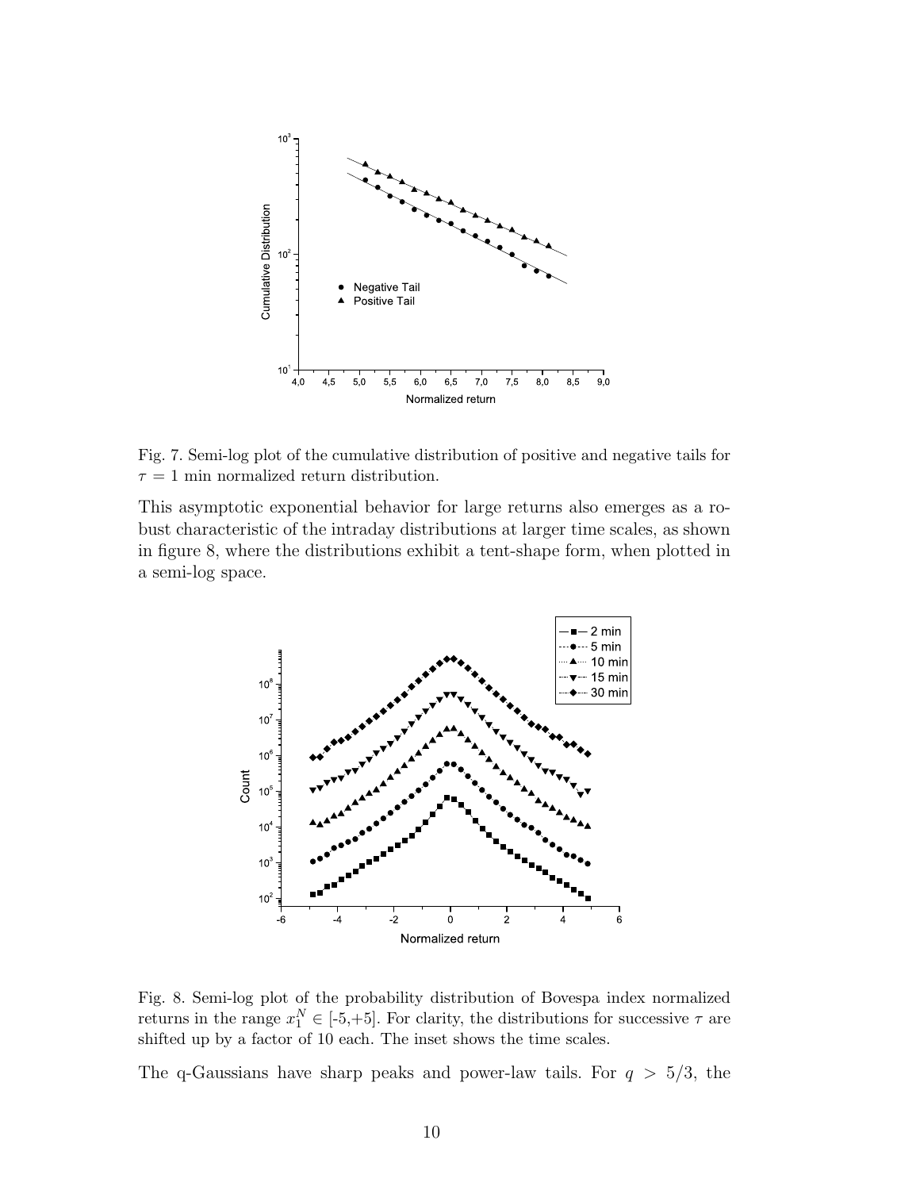Fig. 7. Semi-log plot of the cumulative distribution of positive and negative tails for $\tau = 1$ min normalized return distribution.

This asymptotic exponential behavior for large returns also emerges as a robust characteristic of the intraday distributions at larger time scales, as shown in figure 8, where the distributions exhibit a tent-shape form, when plotted in a semi-log space.

Fig. 8. Semi-log plot of the probability distribution of Bovespa index normalized returns in the range $x_1^N \in$ [-5,+5]. For clarity, the distributions for successive $\tau$ are shifted up by a factor of 10 each. The inset shows the time scales.

The q-Gaussians have sharp peaks and power-law tails. For $q > 5/3$, the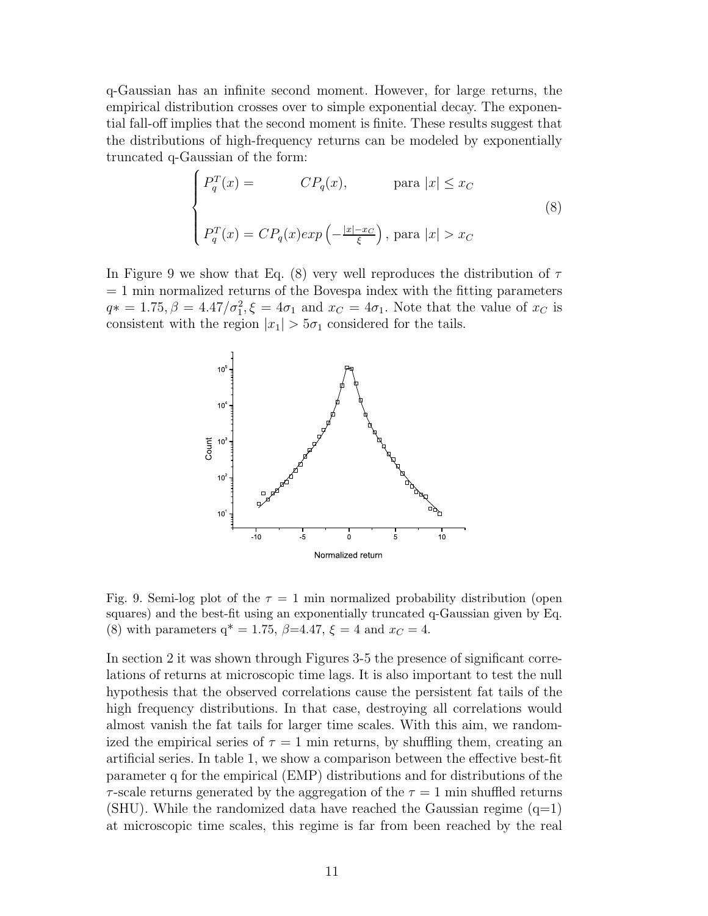q-Gaussian has an infinite second moment. However, for large returns, the empirical distribution crosses over to simple exponential decay. The exponential fall-off implies that the second moment is finite. These results suggest that the distributions of high-frequency returns can be modeled by exponentially truncated q-Gaussian of the form:

$$
\begin{cases}
P_q^T(x) = \qquad CP_q(x), \qquad \text{para } |x| \leq x_C \\
\\
P_q^T(x) = CP_q(x)exp\left(-\frac{|x|-x_C}{\xi}\right), \text{ para } |x| > x_C
\end{cases}
\tag{8}
$$

In Figure 9 we show that Eq. (8) very well reproduces the distribution of $\tau$ = 1 min normalized returns of the Bovespa index with the fitting parameters $q* = 1.75, \beta = 4.47/\sigma_1^2, \xi = 4\sigma_1$ and $x_C = 4\sigma_1$. Note that the value of $x_C$ is consistent with the region $|x_1| > 5\sigma_1$ considered for the tails.

Fig. 9. Semi-log plot of the $\tau$ = 1 min normalized probability distribution (open squares) and the best-fit using an exponentially truncated q-Gaussian given by Eq. (8) with parameters q* = 1.75, $\beta$=4.47, $\xi$ = 4 and $x_C$ = 4.

In section 2 it was shown through Figures 3-5 the presence of significant correlations of returns at microscopic time lags. It is also important to test the null hypothesis that the observed correlations cause the persistent fat tails of the high frequency distributions. In that case, destroying all correlations would almost vanish the fat tails for larger time scales. With this aim, we randomized the empirical series of $\tau$ = 1 min returns, by shuffling them, creating an artificial series. In table 1, we show a comparison between the effective best-fit parameter q for the empirical (EMP) distributions and for distributions of the $\tau$-scale returns generated by the aggregation of the $\tau$ = 1 min shuffled returns (SHU). While the randomized data have reached the Gaussian regime (q=1) at microscopic time scales, this regime is far from been reached by the real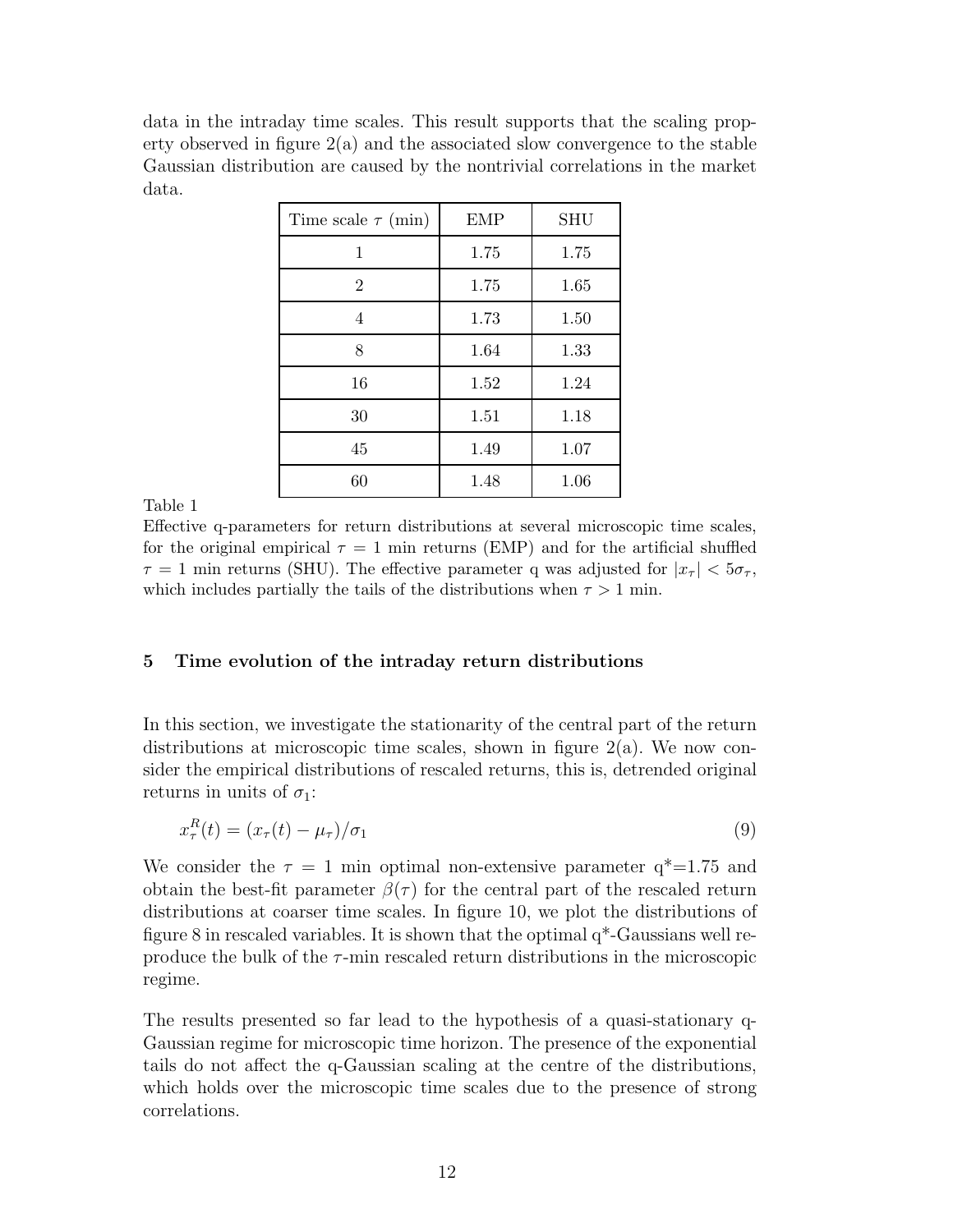data in the intraday time scales. This result supports that the scaling property observed in figure 2(a) and the associated slow convergence to the stable Gaussian distribution are caused by the nontrivial correlations in the market data.

| Time scale $\tau$ (min) | EMP | SHU |
|---|---|---|
| 1 | 1.75 | 1.75 |
| 2 | 1.75 | 1.65 |
| 4 | 1.73 | 1.50 |
| 8 | 1.64 | 1.33 |
| 16 | 1.52 | 1.24 |
| 30 | 1.51 | 1.18 |
| 45 | 1.49 | 1.07 |
| 60 | 1.48 | 1.06 |

Table 1

Effective q-parameters for return distributions at several microscopic time scales, for the original empirical $\tau = 1$ min returns (EMP) and for the artificial shuffled $\tau = 1$ min returns (SHU). The effective parameter q was adjusted for $|x_\tau| < 5\sigma_\tau$, which includes partially the tails of the distributions when $\tau > 1$ min.

## 5 Time evolution of the intraday return distributions

In this section, we investigate the stationarity of the central part of the return distributions at microscopic time scales, shown in figure 2(a). We now consider the empirical distributions of rescaled returns, this is, detrended original returns in units of $\sigma_1$:

$$x^R_\tau(t) = (x_\tau(t) - \mu_\tau)/\sigma_1 \tag{9}$$

We consider the $\tau = 1$ min optimal non-extensive parameter $q^*$=1.75 and obtain the best-fit parameter $\beta(\tau)$ for the central part of the rescaled return distributions at coarser time scales. In figure 10, we plot the distributions of figure 8 in rescaled variables. It is shown that the optimal $q^*$-Gaussians well reproduce the bulk of the $\tau$-min rescaled return distributions in the microscopic regime.

The results presented so far lead to the hypothesis of a quasi-stationary q-Gaussian regime for microscopic time horizon. The presence of the exponential tails do not affect the q-Gaussian scaling at the centre of the distributions, which holds over the microscopic time scales due to the presence of strong correlations.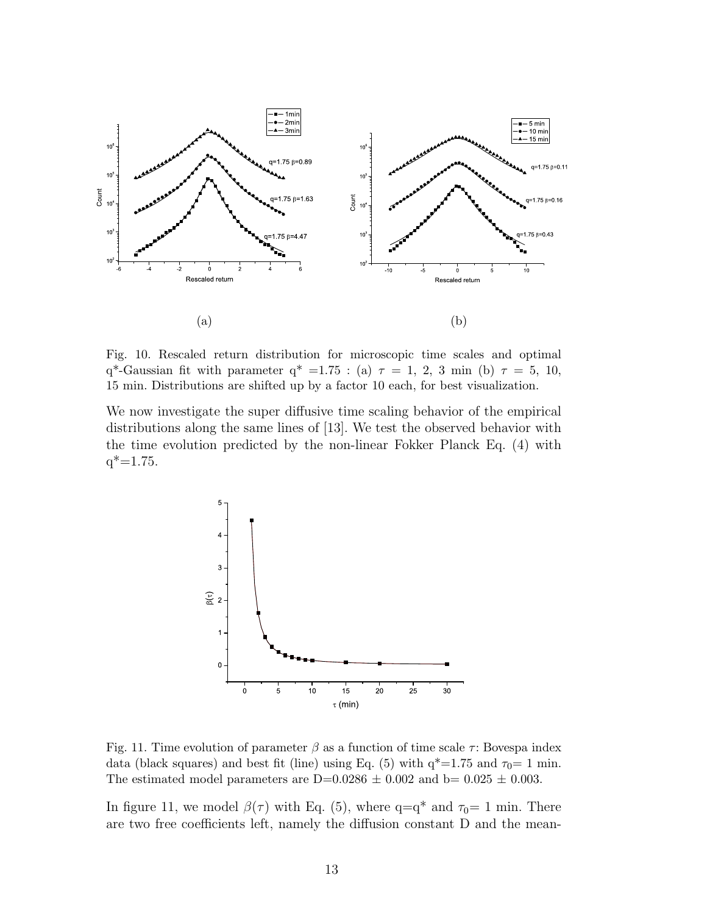Fig. 10. Rescaled return distribution for microscopic time scales and optimal q*-Gaussian fit with parameter $q^* = 1.75$ : (a) $\tau$ = 1, 2, 3 min (b) $\tau$ = 5, 10, 15 min. Distributions are shifted up by a factor 10 each, for best visualization.

We now investigate the super diffusive time scaling behavior of the empirical distributions along the same lines of [13]. We test the observed behavior with the time evolution predicted by the non-linear Fokker Planck Eq. (4) with $q^*$=1.75.

Fig. 11. Time evolution of parameter $\beta$ as a function of time scale $\tau$: Bovespa index data (black squares) and best fit (line) using Eq. (5) with $q^*$=1.75 and $\tau_0$= 1 min. The estimated model parameters are D=0.0286 ± 0.002 and b= 0.025 ± 0.003.

In figure 11, we model $\beta(\tau)$ with Eq. (5), where $q=q^*$ and $\tau_0$= 1 min. There are two free coefficients left, namely the diffusion constant D and the mean-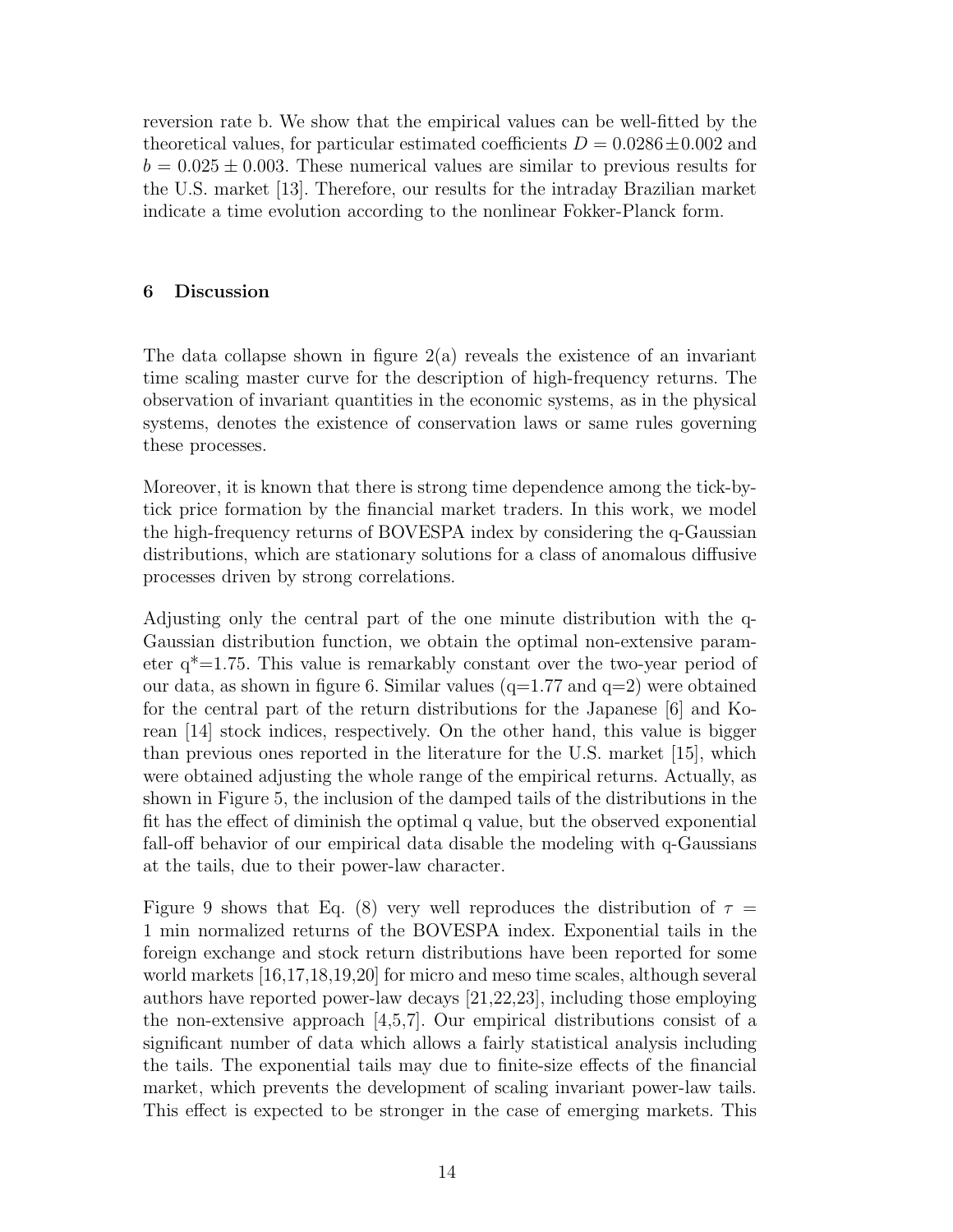reversion rate b. We show that the empirical values can be well-fitted by the theoretical values, for particular estimated coefficients $D = 0.0286 \pm 0.002$ and $b = 0.025 \pm 0.003$. These numerical values are similar to previous results for the U.S. market [13]. Therefore, our results for the intraday Brazilian market indicate a time evolution according to the nonlinear Fokker-Planck form.

## 6 Discussion

The data collapse shown in figure 2(a) reveals the existence of an invariant time scaling master curve for the description of high-frequency returns. The observation of invariant quantities in the economic systems, as in the physical systems, denotes the existence of conservation laws or same rules governing these processes.

Moreover, it is known that there is strong time dependence among the tick-by-tick price formation by the financial market traders. In this work, we model the high-frequency returns of BOVESPA index by considering the q-Gaussian distributions, which are stationary solutions for a class of anomalous diffusive processes driven by strong correlations.

Adjusting only the central part of the one minute distribution with the q-Gaussian distribution function, we obtain the optimal non-extensive parameter $q^*=1.75$. This value is remarkably constant over the two-year period of our data, as shown in figure 6. Similar values ($q=1.77$ and $q=2$) were obtained for the central part of the return distributions for the Japanese [6] and Korean [14] stock indices, respectively. On the other hand, this value is bigger than previous ones reported in the literature for the U.S. market [15], which were obtained adjusting the whole range of the empirical returns. Actually, as shown in Figure 5, the inclusion of the damped tails of the distributions in the fit has the effect of diminish the optimal q value, but the observed exponential fall-off behavior of our empirical data disable the modeling with q-Gaussians at the tails, due to their power-law character.

Figure 9 shows that Eq. (8) very well reproduces the distribution of $\tau = 1$ min normalized returns of the BOVESPA index. Exponential tails in the foreign exchange and stock return distributions have been reported for some world markets [16,17,18,19,20] for micro and meso time scales, although several authors have reported power-law decays [21,22,23], including those employing the non-extensive approach [4,5,7]. Our empirical distributions consist of a significant number of data which allows a fairly statistical analysis including the tails. The exponential tails may due to finite-size effects of the financial market, which prevents the development of scaling invariant power-law tails. This effect is expected to be stronger in the case of emerging markets. This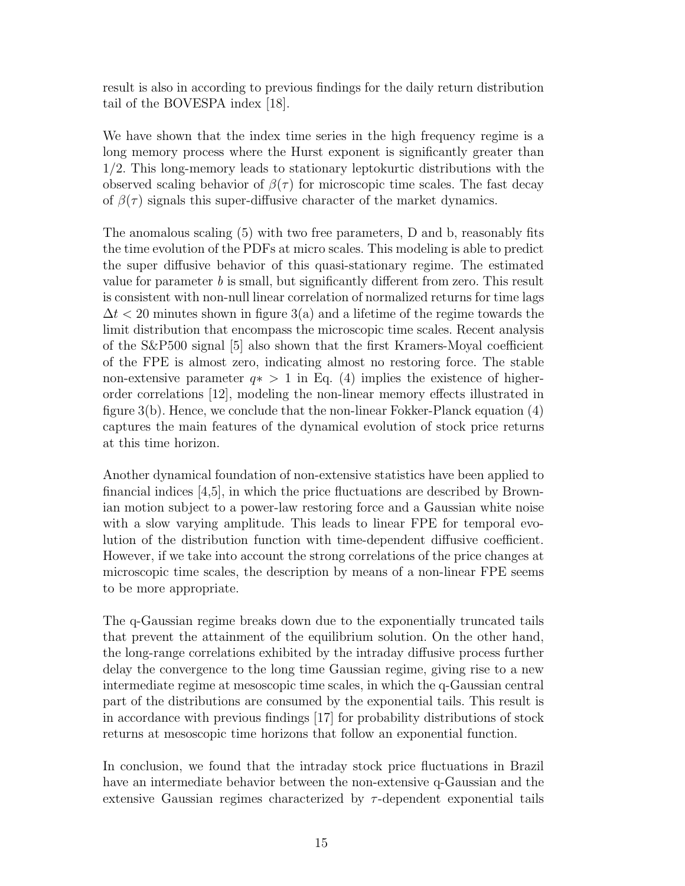result is also in according to previous findings for the daily return distribution tail of the BOVESPA index [18].

We have shown that the index time series in the high frequency regime is a long memory process where the Hurst exponent is significantly greater than 1/2. This long-memory leads to stationary leptokurtic distributions with the observed scaling behavior of $\beta(\tau)$ for microscopic time scales. The fast decay of $\beta(\tau)$ signals this super-diffusive character of the market dynamics.

The anomalous scaling (5) with two free parameters, D and b, reasonably fits the time evolution of the PDFs at micro scales. This modeling is able to predict the super diffusive behavior of this quasi-stationary regime. The estimated value for parameter $b$ is small, but significantly different from zero. This result is consistent with non-null linear correlation of normalized returns for time lags $\Delta t < 20$ minutes shown in figure 3(a) and a lifetime of the regime towards the limit distribution that encompass the microscopic time scales. Recent analysis of the S&P500 signal [5] also shown that the first Kramers-Moyal coefficient of the FPE is almost zero, indicating almost no restoring force. The stable non-extensive parameter $q* > 1$ in Eq. (4) implies the existence of higher-order correlations [12], modeling the non-linear memory effects illustrated in figure 3(b). Hence, we conclude that the non-linear Fokker-Planck equation (4) captures the main features of the dynamical evolution of stock price returns at this time horizon.

Another dynamical foundation of non-extensive statistics have been applied to financial indices [4,5], in which the price fluctuations are described by Brownian motion subject to a power-law restoring force and a Gaussian white noise with a slow varying amplitude. This leads to linear FPE for temporal evolution of the distribution function with time-dependent diffusive coefficient. However, if we take into account the strong correlations of the price changes at microscopic time scales, the description by means of a non-linear FPE seems to be more appropriate.

The q-Gaussian regime breaks down due to the exponentially truncated tails that prevent the attainment of the equilibrium solution. On the other hand, the long-range correlations exhibited by the intraday diffusive process further delay the convergence to the long time Gaussian regime, giving rise to a new intermediate regime at mesoscopic time scales, in which the q-Gaussian central part of the distributions are consumed by the exponential tails. This result is in accordance with previous findings [17] for probability distributions of stock returns at mesoscopic time horizons that follow an exponential function.

In conclusion, we found that the intraday stock price fluctuations in Brazil have an intermediate behavior between the non-extensive q-Gaussian and the extensive Gaussian regimes characterized by $\tau$-dependent exponential tails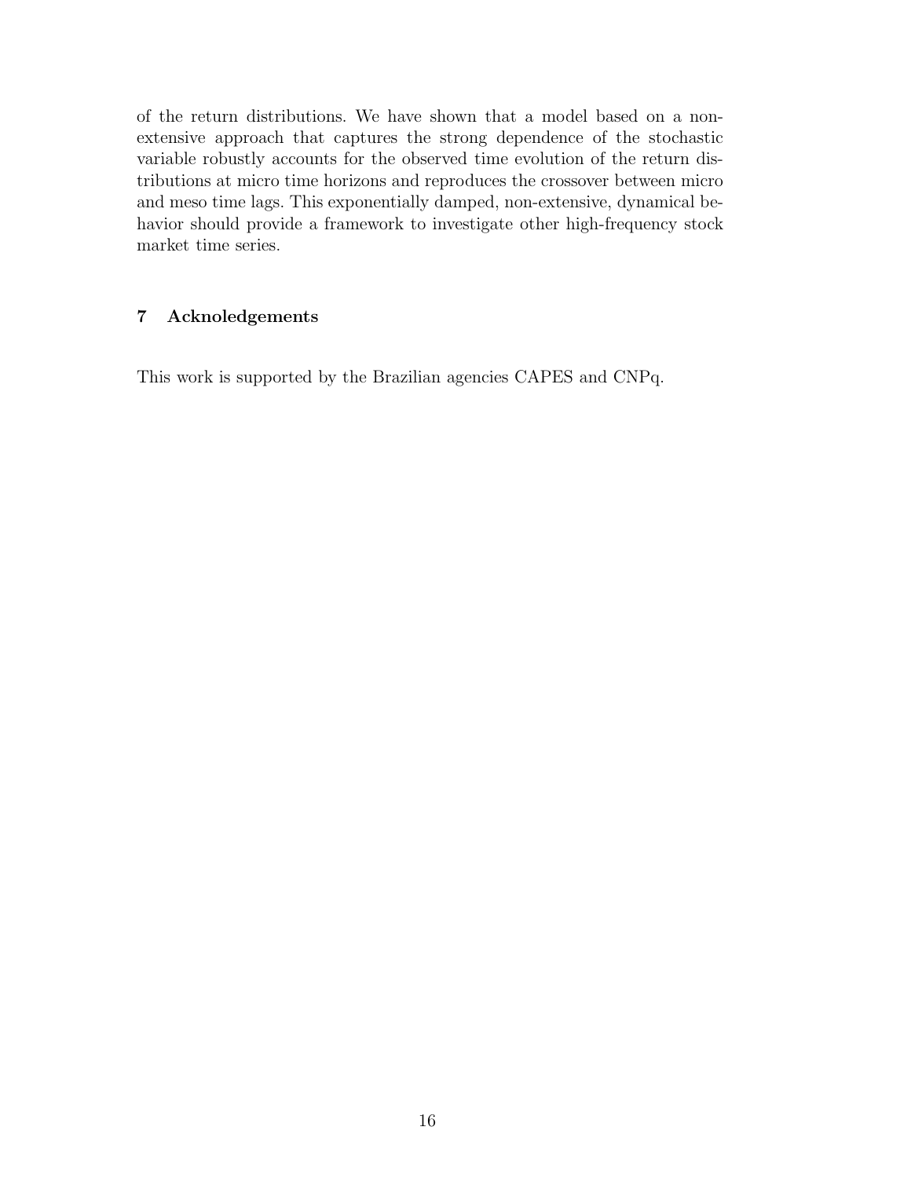of the return distributions. We have shown that a model based on a non-extensive approach that captures the strong dependence of the stochastic variable robustly accounts for the observed time evolution of the return distributions at micro time horizons and reproduces the crossover between micro and meso time lags. This exponentially damped, non-extensive, dynamical behavior should provide a framework to investigate other high-frequency stock market time series.

## 7 Acknoledgements

This work is supported by the Brazilian agencies CAPES and CNPq.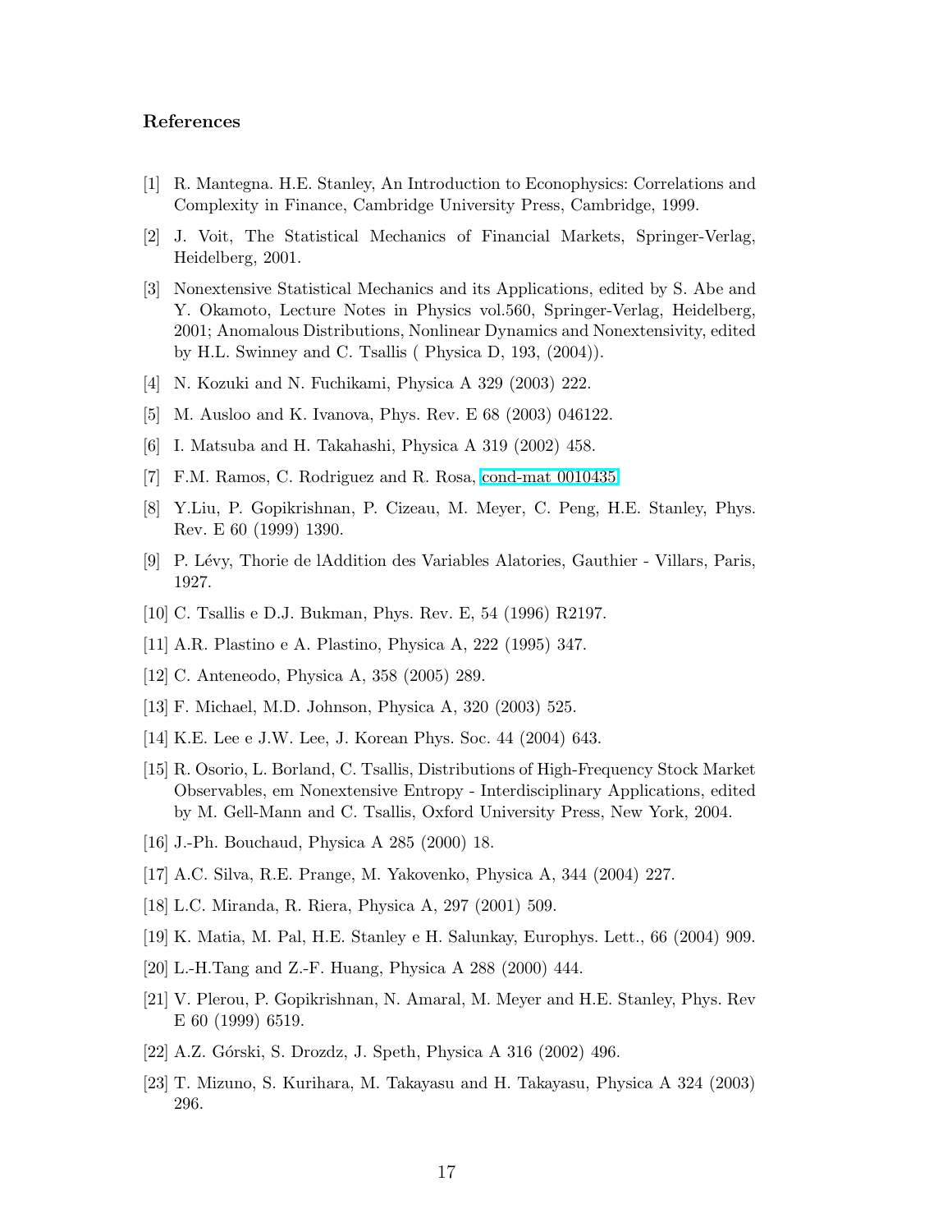## References

[1] R. Mantegna. H.E. Stanley, An Introduction to Econophysics: Correlations and Complexity in Finance, Cambridge University Press, Cambridge, 1999.

[2] J. Voit, The Statistical Mechanics of Financial Markets, Springer-Verlag, Heidelberg, 2001.

[3] Nonextensive Statistical Mechanics and its Applications, edited by S. Abe and Y. Okamoto, Lecture Notes in Physics vol.560, Springer-Verlag, Heidelberg, 2001; Anomalous Distributions, Nonlinear Dynamics and Nonextensivity, edited by H.L. Swinney and C. Tsallis ( Physica D, 193, (2004)).

[4] N. Kozuki and N. Fuchikami, Physica A 329 (2003) 222.

[5] M. Ausloo and K. Ivanova, Phys. Rev. E 68 (2003) 046122.

[6] I. Matsuba and H. Takahashi, Physica A 319 (2002) 458.

[7] F.M. Ramos, C. Rodriguez and R. Rosa, cond-mat 0010435

[8] Y.Liu, P. Gopikrishnan, P. Cizeau, M. Meyer, C. Peng, H.E. Stanley, Phys. Rev. E 60 (1999) 1390.

[9] P. Lévy, Thorie de lAddition des Variables Alatories, Gauthier - Villars, Paris, 1927.

[10] C. Tsallis e D.J. Bukman, Phys. Rev. E, 54 (1996) R2197.

[11] A.R. Plastino e A. Plastino, Physica A, 222 (1995) 347.

[12] C. Anteneodo, Physica A, 358 (2005) 289.

[13] F. Michael, M.D. Johnson, Physica A, 320 (2003) 525.

[14] K.E. Lee e J.W. Lee, J. Korean Phys. Soc. 44 (2004) 643.

[15] R. Osorio, L. Borland, C. Tsallis, Distributions of High-Frequency Stock Market Observables, em Nonextensive Entropy - Interdisciplinary Applications, edited by M. Gell-Mann and C. Tsallis, Oxford University Press, New York, 2004.

[16] J.-Ph. Bouchaud, Physica A 285 (2000) 18.

[17] A.C. Silva, R.E. Prange, M. Yakovenko, Physica A, 344 (2004) 227.

[18] L.C. Miranda, R. Riera, Physica A, 297 (2001) 509.

[19] K. Matia, M. Pal, H.E. Stanley e H. Salunkay, Europhys. Lett., 66 (2004) 909.

[20] L.-H.Tang and Z.-F. Huang, Physica A 288 (2000) 444.

[21] V. Plerou, P. Gopikrishnan, N. Amaral, M. Meyer and H.E. Stanley, Phys. Rev E 60 (1999) 6519.

[22] A.Z. Górski, S. Drozdz, J. Speth, Physica A 316 (2002) 496.

[23] T. Mizuno, S. Kurihara, M. Takayasu and H. Takayasu, Physica A 324 (2003) 296.